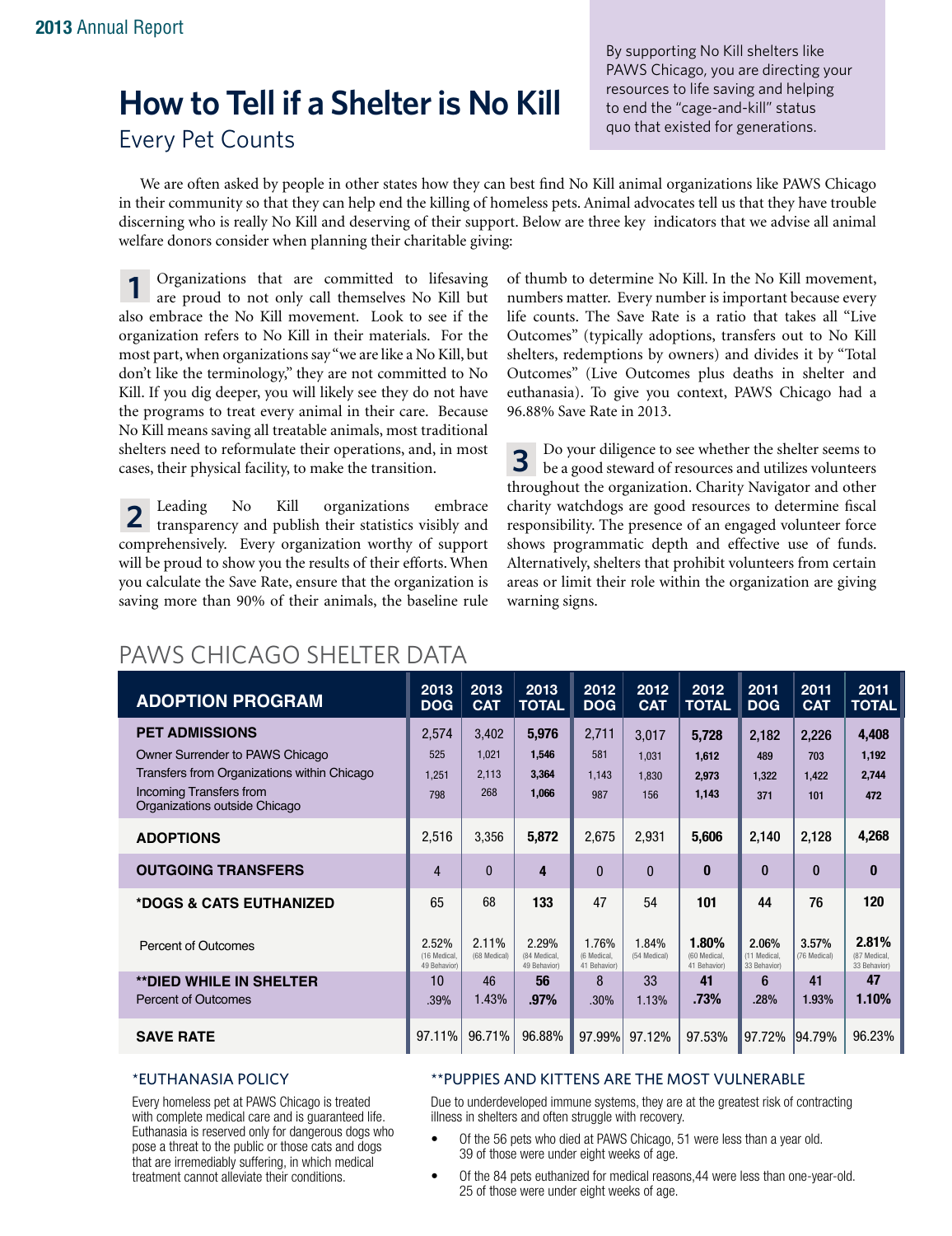# How to Tell if a Shelter is No Kill

## Every Pet Counts

By supporting No Kill shelters like PAWS Chicago, you are directing your resources to life saving and helping to end the "cage-and-kill" status quo that existed for generations.

We are often asked by people in other states how they can best find No Kill animal organizations like PAWS Chicago in their community so that they can help end the killing of homeless pets. Animal advocates tell us that they have trouble discerning who is really No Kill and deserving of their support. Below are three key indicators that we advise all animal welfare donors consider when planning their charitable giving:

**1** Organizations that are committed to lifesaving are proud to not only call themselves No Kill but also embrace the No Kill movement. Look to see if the organization refers to No Kill in their materials. For the most part, when organizations say "we are like a No Kill, but don't like the terminology," they are not committed to No Kill. If you dig deeper, you will likely see they do not have the programs to treat every animal in their care. Because No Kill means saving all treatable animals, most traditional shelters need to reformulate their operations, and, in most cases, their physical facility, to make the transition.

**2** Leading No Kill organizations embrace transparency and publish their statistics visibly and comprehensively. Every organization worthy of support will be proud to show you the results of their efforts. When you calculate the Save Rate, ensure that the organization is saving more than 90% of their animals, the baseline rule of thumb to determine No Kill. In the No Kill movement, numbers matter. Every number is important because every life counts. The Save Rate is a ratio that takes all "Live Outcomes" (typically adoptions, transfers out to No Kill shelters, redemptions by owners) and divides it by "Total Outcomes" (Live Outcomes plus deaths in shelter and euthanasia). To give you context, PAWS Chicago had a 96.88% Save Rate in 2013.

**3** Do your diligence to see whether the shelter seems to be a good steward of resources and utilizes volunteers throughout the organization. Charity Navigator and other charity watchdogs are good resources to determine fiscal responsibility. The presence of an engaged volunteer force shows programmatic depth and effective use of funds. Alternatively, shelters that prohibit volunteers from certain areas or limit their role within the organization are giving warning signs.

## PAWS CHICAGO SHELTER DATA

| ADOPTION PROGRAM | 2013 DOG | 2013 CAT | 2013 TOTAL | 2012 DOG | 2012 CAT | 2012 TOTAL | 2011 DOG | 2011 CAT | 2011 TOTAL |
|---|---|---|---|---|---|---|---|---|---|
| **PET ADMISSIONS** | 2,574 | 3,402 | **5,976** | 2,711 | 3,017 | **5,728** | 2,182 | 2,226 | **4,408** |
| Owner Surrender to PAWS Chicago | 525 | 1,021 | **1,546** | 581 | 1,031 | **1,612** | 489 | 703 | **1,192** |
| Transfers from Organizations within Chicago | 1,251 | 2,113 | **3,364** | 1,143 | 1,830 | **2,973** | 1,322 | 1,422 | **2,744** |
| Incoming Transfers from Organizations outside Chicago | 798 | 268 | **1,066** | 987 | 156 | **1,143** | 371 | 101 | **472** |
| **ADOPTIONS** | 2,516 | 3,356 | **5,872** | 2,675 | 2,931 | **5,606** | 2,140 | 2,128 | **4,268** |
| **OUTGOING TRANSFERS** | 4 | 0 | **4** | 0 | 0 | **0** | 0 | 0 | **0** |
| ***DOGS & CATS EUTHANIZED** | 65 | 68 | **133** | 47 | 54 | **101** | 44 | 76 | **120** |
| Percent of Outcomes | 2.52% (16 Medical, 49 Behavior) | 2.11% (68 Medical) | 2.29% (84 Medical, 49 Behavior) | 1.76% (6 Medical, 41 Behavior) | 1.84% (54 Medical) | **1.80%** (60 Medical, 41 Behavior) | 2.06% (11 Medical, 33 Behavior) | 3.57% (76 Medical) | **2.81%** (87 Medical, 33 Behavior) |
| ****DIED WHILE IN SHELTER** | 10 | 46 | **56** | 8 | 33 | **41** | 6 | 41 | **47** |
| Percent of Outcomes | .39% | 1.43% | **.97%** | .30% | 1.13% | **.73%** | .28% | 1.93% | **1.10%** |
| **SAVE RATE** | 97.11% | 96.71% | 96.88% | 97.99% | 97.12% | 97.53% | 97.72% | 94.79% | 96.23% |

### *EUTHANASIA POLICY

Every homeless pet at PAWS Chicago is treated with complete medical care and is guaranteed life. Euthanasia is reserved only for dangerous dogs who pose a threat to the public or those cats and dogs that are irremediably suffering, in which medical treatment cannot alleviate their conditions.

### **PUPPIES AND KITTENS ARE THE MOST VULNERABLE

Due to underdeveloped immune systems, they are at the greatest risk of contracting illness in shelters and often struggle with recovery.

- Of the 56 pets who died at PAWS Chicago, 51 were less than a year old. 39 of those were under eight weeks of age.
- Of the 84 pets euthanized for medical reasons,44 were less than one-year-old. 25 of those were under eight weeks of age.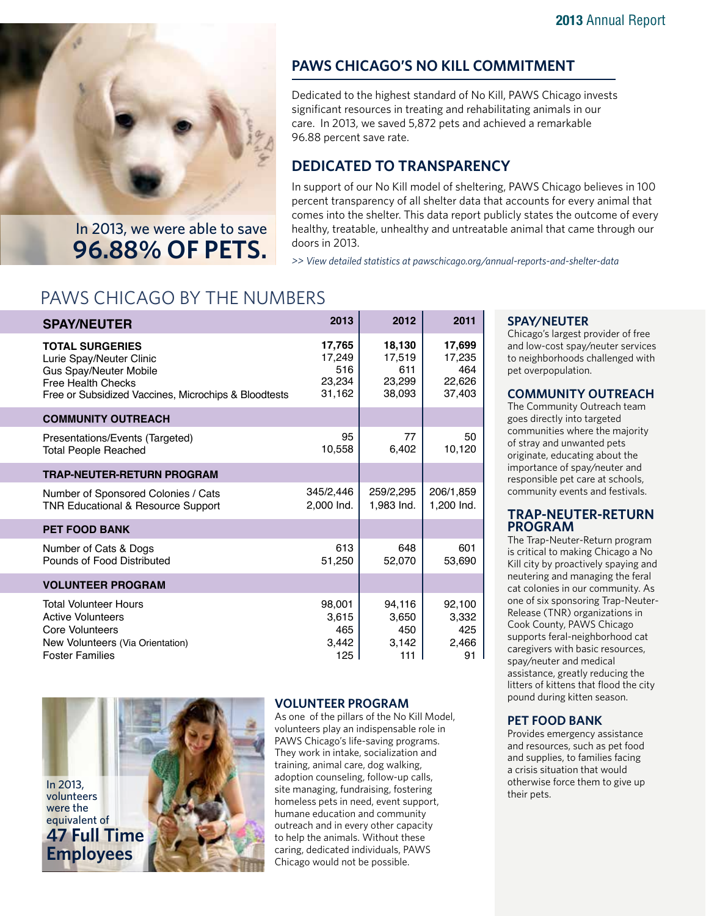**2013** Annual Report

In 2013, we were able to save
**96.88% OF PETS.**

## PAWS CHICAGO'S NO KILL COMMITMENT

Dedicated to the highest standard of No Kill, PAWS Chicago invests significant resources in treating and rehabilitating animals in our care. In 2013, we saved 5,872 pets and achieved a remarkable 96.88 percent save rate.

## DEDICATED TO TRANSPARENCY

In support of our No Kill model of sheltering, PAWS Chicago believes in 100 percent transparency of all shelter data that accounts for every animal that comes into the shelter. This data report publicly states the outcome of every healthy, treatable, unhealthy and untreatable animal that came through our doors in 2013.

*>> View detailed statistics at pawschicago.org/annual-reports-and-shelter-data*

# PAWS CHICAGO BY THE NUMBERS

| SPAY/NEUTER | 2013 | 2012 | 2011 |
|---|---|---|---|
| **TOTAL SURGERIES** | **17,765** | **18,130** | **17,699** |
| Lurie Spay/Neuter Clinic | 17,249 | 17,519 | 17,235 |
| Gus Spay/Neuter Mobile | 516 | 611 | 464 |
| Free Health Checks | 23,234 | 23,299 | 22,626 |
| Free or Subsidized Vaccines, Microchips & Bloodtests | 31,162 | 38,093 | 37,403 |
| **COMMUNITY OUTREACH** | | | |
| Presentations/Events (Targeted) | 95 | 77 | 50 |
| Total People Reached | 10,558 | 6,402 | 10,120 |
| **TRAP-NEUTER-RETURN PROGRAM** | | | |
| Number of Sponsored Colonies / Cats | 345/2,446 | 259/2,295 | 206/1,859 |
| TNR Educational & Resource Support | 2,000 Ind. | 1,983 Ind. | 1,200 Ind. |
| **PET FOOD BANK** | | | |
| Number of Cats & Dogs | 613 | 648 | 601 |
| Pounds of Food Distributed | 51,250 | 52,070 | 53,690 |
| **VOLUNTEER PROGRAM** | | | |
| Total Volunteer Hours | 98,001 | 94,116 | 92,100 |
| Active Volunteers | 3,615 | 3,650 | 3,332 |
| Core Volunteers | 465 | 450 | 425 |
| New Volunteers (Via Orientation) | 3,442 | 3,142 | 2,466 |
| Foster Families | 125 | 111 | 91 |

### SPAY/NEUTER

Chicago's largest provider of free and low-cost spay/neuter services to neighborhoods challenged with pet overpopulation.

### COMMUNITY OUTREACH

The Community Outreach team goes directly into targeted communities where the majority of stray and unwanted pets originate, educating about the importance of spay/neuter and responsible pet care at schools, community events and festivals.

### TRAP-NEUTER-RETURN PROGRAM

The Trap-Neuter-Return program is critical to making Chicago a No Kill city by proactively spaying and neutering and managing the feral cat colonies in our community. As one of six sponsoring Trap-Neuter-Release (TNR) organizations in Cook County, PAWS Chicago supports feral-neighborhood cat caregivers with basic resources, spay/neuter and medical assistance, greatly reducing the litters of kittens that flood the city pound during kitten season.

### PET FOOD BANK

Provides emergency assistance and resources, such as pet food and supplies, to families facing a crisis situation that would otherwise force them to give up their pets.

In 2013, volunteers were the equivalent of **47 Full Time Employees**

### VOLUNTEER PROGRAM

As one of the pillars of the No Kill Model, volunteers play an indispensable role in PAWS Chicago's life-saving programs. They work in intake, socialization and training, animal care, dog walking, adoption counseling, follow-up calls, site managing, fundraising, fostering homeless pets in need, event support, humane education and community outreach and in every other capacity to help the animals. Without these caring, dedicated individuals, PAWS Chicago would not be possible.